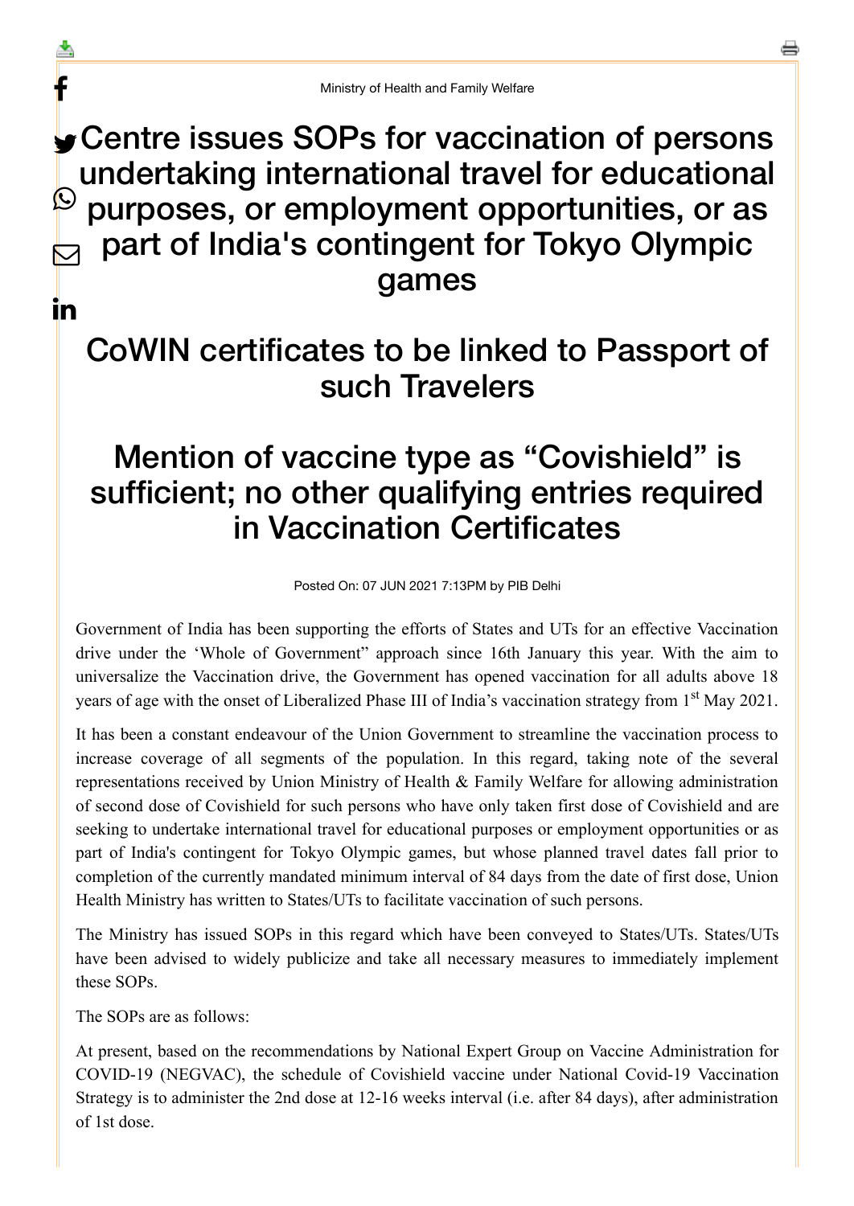Ministry of Health and Family Welfare

# Centre issues SOPs for vaccination of persons undertaking international travel for educational purposes, or employment opportunities, or as part of India's contingent for Tokyo Olympic games

## CoWIN certificates to be linked to Passport of such Travelers

## Mention of vaccine type as "Covishield" is sufficient; no other qualifying entries required in Vaccination Certificates

Posted On: 07 JUN 2021 7:13PM by PIB Delhi

Government of India has been supporting the efforts of States and UTs for an effective Vaccination drive under the 'Whole of Government" approach since 16th January this year. With the aim to universalize the Vaccination drive, the Government has opened vaccination for all adults above 18 years of age with the onset of Liberalized Phase III of India's vaccination strategy from 1st May 2021.

It has been a constant endeavour of the Union Government to streamline the vaccination process to increase coverage of all segments of the population. In this regard, taking note of the several representations received by Union Ministry of Health & Family Welfare for allowing administration of second dose of Covishield for such persons who have only taken first dose of Covishield and are seeking to undertake international travel for educational purposes or employment opportunities or as part of India's contingent for Tokyo Olympic games, but whose planned travel dates fall prior to completion of the currently mandated minimum interval of 84 days from the date of first dose, Union Health Ministry has written to States/UTs to facilitate vaccination of such persons.

The Ministry has issued SOPs in this regard which have been conveyed to States/UTs. States/UTs have been advised to widely publicize and take all necessary measures to immediately implement these SOPs.

The SOPs are as follows:

At present, based on the recommendations by National Expert Group on Vaccine Administration for COVID-19 (NEGVAC), the schedule of Covishield vaccine under National Covid-19 Vaccination Strategy is to administer the 2nd dose at 12-16 weeks interval (i.e. after 84 days), after administration of 1st dose.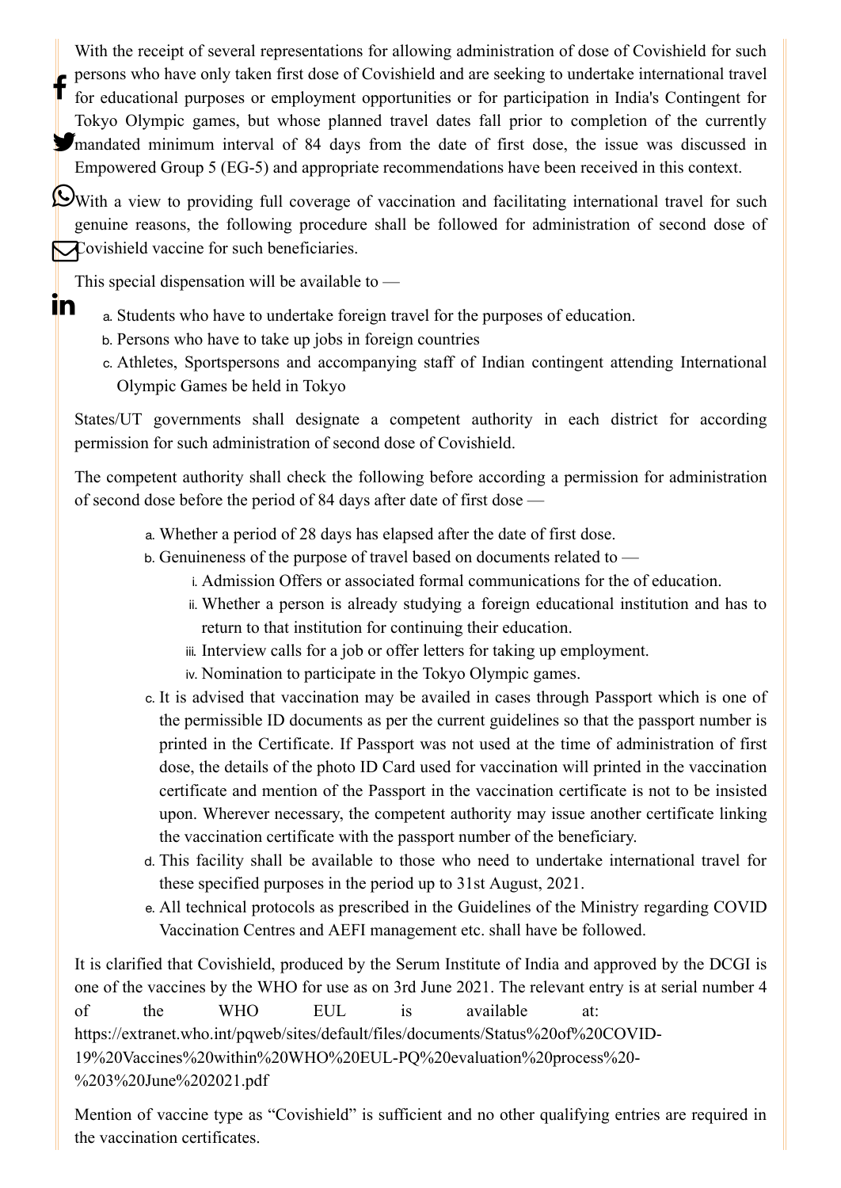With the receipt of several representations for allowing administration of dose of Covishield for such persons who have only taken first dose of Covishield and are seeking to undertake international travel for educational purposes or employment opportunities or for participation in India's Contingent for Tokyo Olympic games, but whose planned travel dates fall prior to completion of the currently mandated minimum interval of 84 days from the date of first dose, the issue was discussed in Empowered Group 5 (EG-5) and appropriate recommendations have been received in this context.

With a view to providing full coverage of vaccination and facilitating international travel for such genuine reasons, the following procedure shall be followed for administration of second dose of Covishield vaccine for such beneficiaries.

This special dispensation will be available to —

a. Students who have to undertake foreign travel for the purposes of education.
b. Persons who have to take up jobs in foreign countries
c. Athletes, Sportspersons and accompanying staff of Indian contingent attending International Olympic Games be held in Tokyo

States/UT governments shall designate a competent authority in each district for according permission for such administration of second dose of Covishield.

The competent authority shall check the following before according a permission for administration of second dose before the period of 84 days after date of first dose —

a. Whether a period of 28 days has elapsed after the date of first dose.
b. Genuineness of the purpose of travel based on documents related to —
    i. Admission Offers or associated formal communications for the of education.
    ii. Whether a person is already studying a foreign educational institution and has to return to that institution for continuing their education.
    iii. Interview calls for a job or offer letters for taking up employment.
    iv. Nomination to participate in the Tokyo Olympic games.
c. It is advised that vaccination may be availed in cases through Passport which is one of the permissible ID documents as per the current guidelines so that the passport number is printed in the Certificate. If Passport was not used at the time of administration of first dose, the details of the photo ID Card used for vaccination will printed in the vaccination certificate and mention of the Passport in the vaccination certificate is not to be insisted upon. Wherever necessary, the competent authority may issue another certificate linking the vaccination certificate with the passport number of the beneficiary.
d. This facility shall be available to those who need to undertake international travel for these specified purposes in the period up to 31st August, 2021.
e. All technical protocols as prescribed in the Guidelines of the Ministry regarding COVID Vaccination Centres and AEFI management etc. shall have be followed.

It is clarified that Covishield, produced by the Serum Institute of India and approved by the DCGI is one of the vaccines by the WHO for use as on 3rd June 2021. The relevant entry is at serial number 4 of the WHO EUL is available at: https://extranet.who.int/pqweb/sites/default/files/documents/Status%20of%20COVID-19%20Vaccines%20within%20WHO%20EUL-PQ%20evaluation%20process%20-%203%20June%202021.pdf

Mention of vaccine type as "Covishield" is sufficient and no other qualifying entries are required in the vaccination certificates.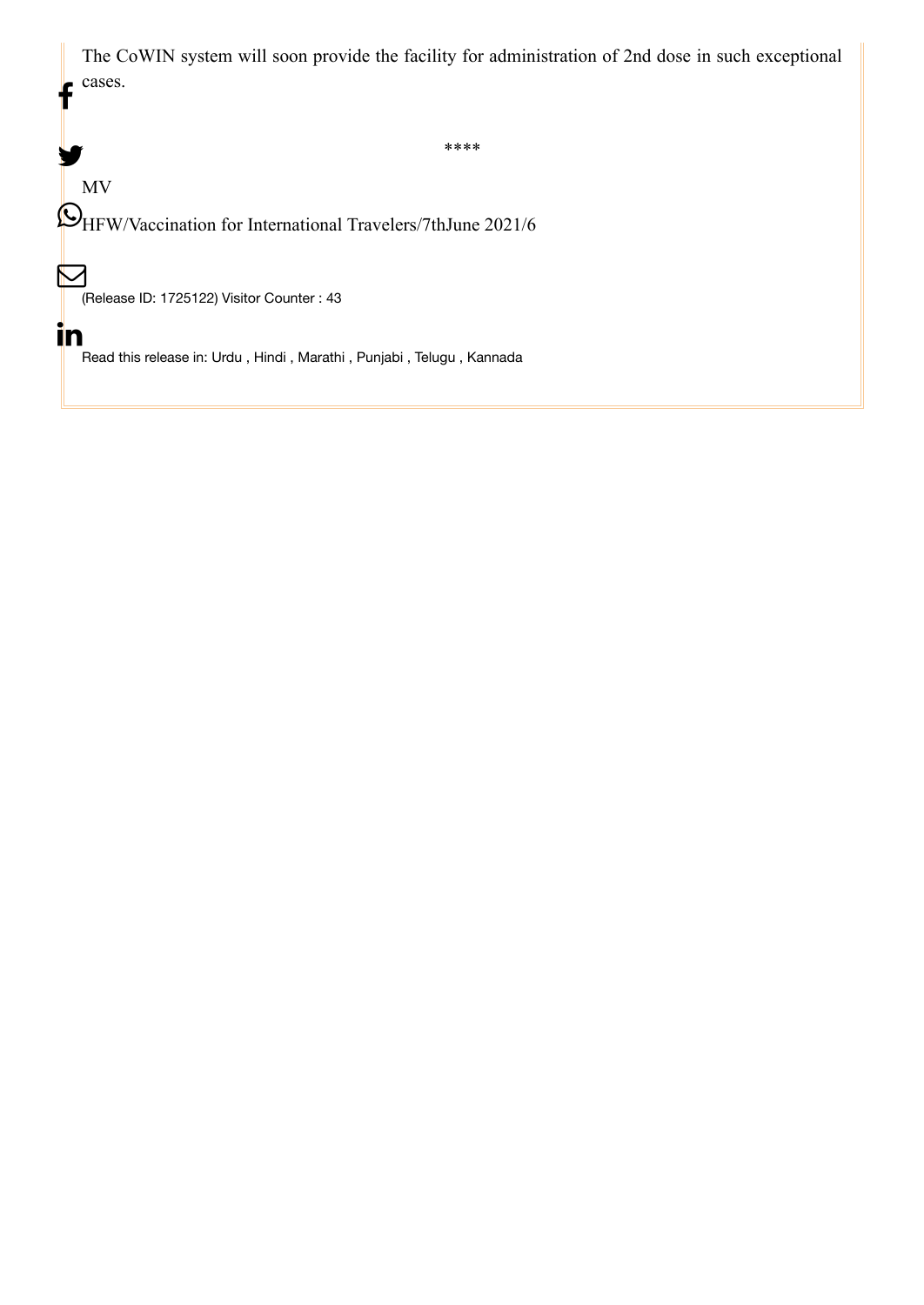The CoWIN system will soon provide the facility for administration of 2nd dose in such exceptional cases.

****

MV

HFW/Vaccination for International Travelers/7thJune 2021/6

(Release ID: 1725122) Visitor Counter : 43

Read this release in: Urdu , Hindi , Marathi , Punjabi , Telugu , Kannada